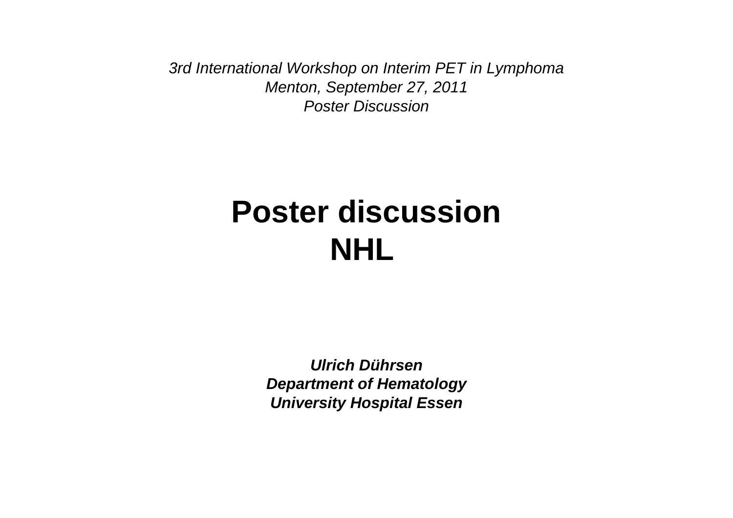*3rd International Workshop on Interim PET in Lymphoma*
*Menton, September 27, 2011*
*Poster Discussion*

# Poster discussion
# NHL

***Ulrich Dührsen***
***Department of Hematology***
***University Hospital Essen***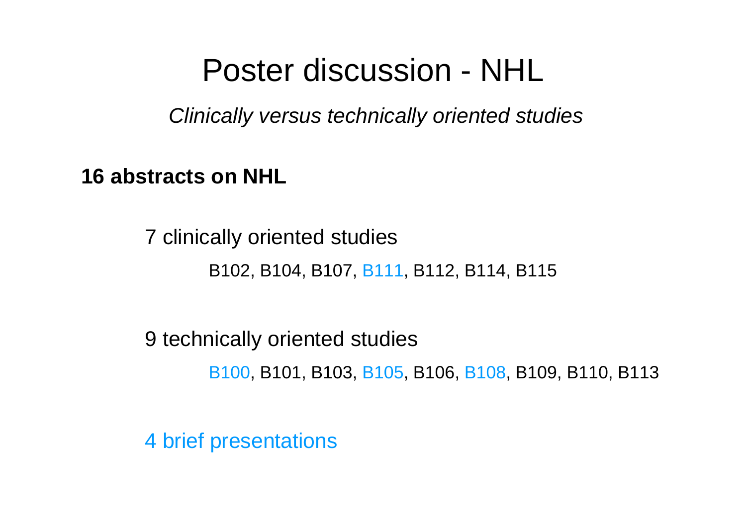# Poster discussion - NHL

*Clinically versus technically oriented studies*

**16 abstracts on NHL**

7 clinically oriented studies

B102, B104, B107, B111, B112, B114, B115

9 technically oriented studies

B100, B101, B103, B105, B106, B108, B109, B110, B113

4 brief presentations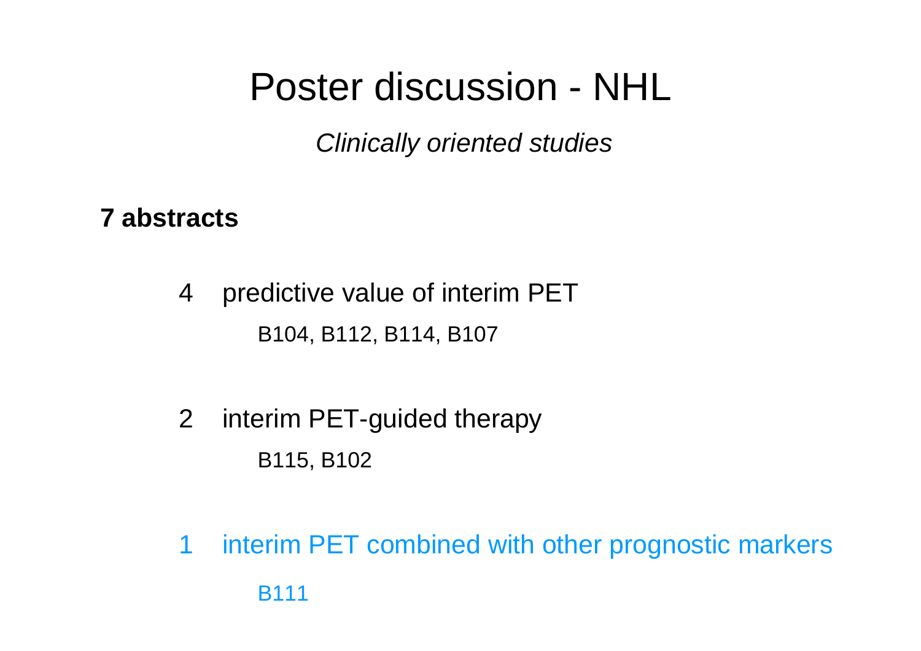# Poster discussion - NHL

*Clinically oriented studies*

**7 abstracts**

4 predictive value of interim PET

B104, B112, B114, B107

2 interim PET-guided therapy

B115, B102

1 interim PET combined with other prognostic markers

B111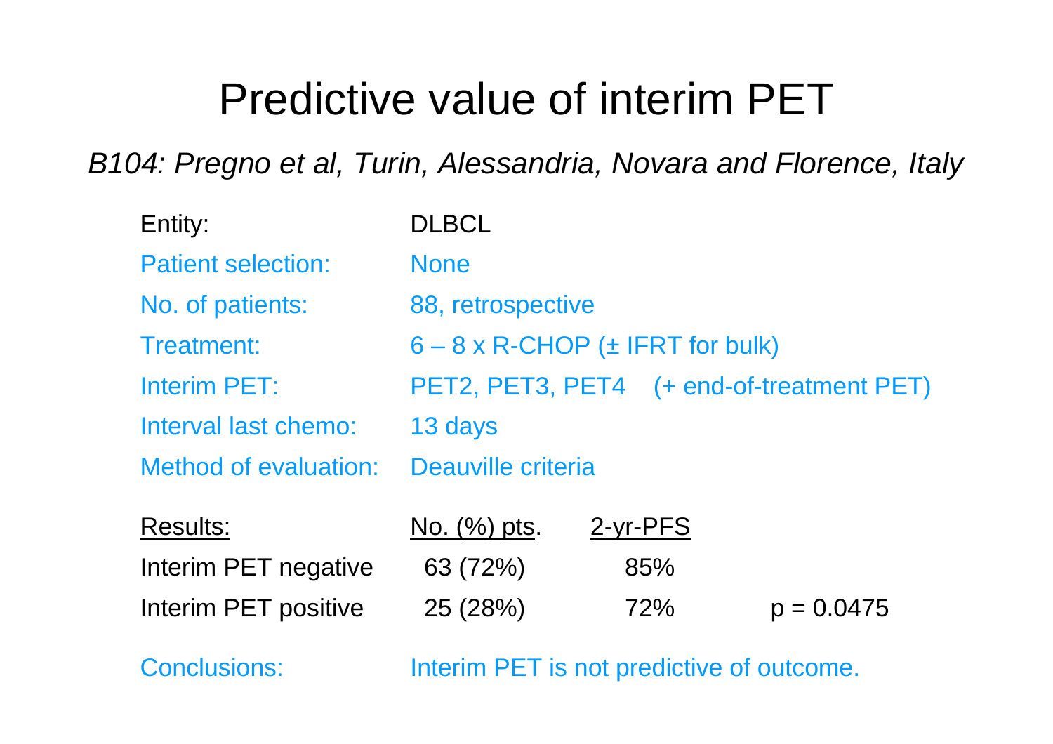# Predictive value of interim PET

*B104: Pregno et al, Turin, Alessandria, Novara and Florence, Italy*

| | |
|---|---|
| Entity: | DLBCL |
| Patient selection: | None |
| No. of patients: | 88, retrospective |
| Treatment: | 6 – 8 x R-CHOP (± IFRT for bulk) |
| Interim PET: | PET2, PET3, PET4 (+ end-of-treatment PET) |
| Interval last chemo: | 13 days |
| Method of evaluation: | Deauville criteria |

| Results: | No. (%) pts. | 2-yr-PFS | |
|---|---|---|---|
| Interim PET negative | 63 (72%) | 85% | |
| Interim PET positive | 25 (28%) | 72% | $p = 0.0475$ |

Conclusions: Interim PET is not predictive of outcome.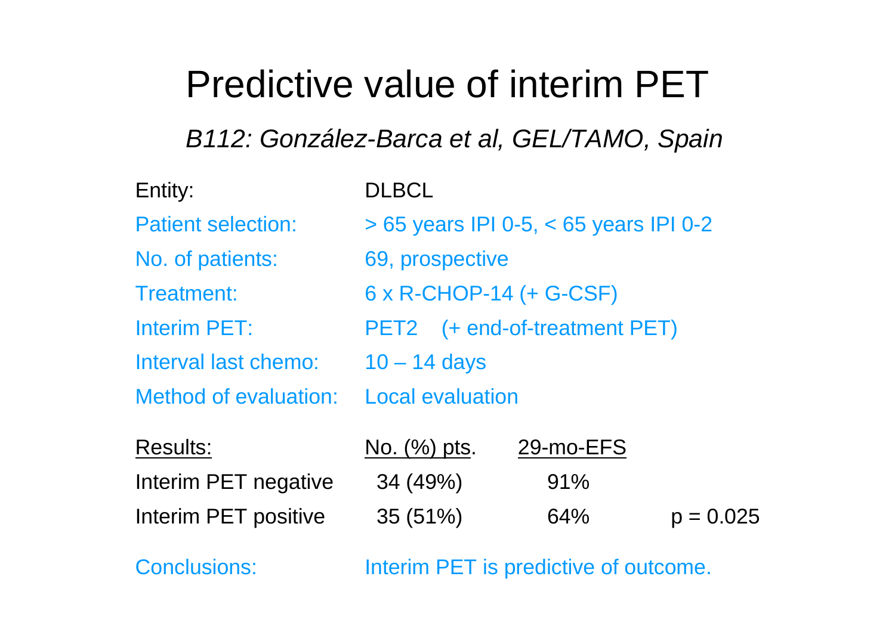# Predictive value of interim PET

*B112: González-Barca et al, GEL/TAMO, Spain*

| | |
|---|---|
| Entity: | DLBCL |
| Patient selection: | > 65 years IPI 0-5, < 65 years IPI 0-2 |
| No. of patients: | 69, prospective |
| Treatment: | 6 x R-CHOP-14 (+ G-CSF) |
| Interim PET: | PET2 (+ end-of-treatment PET) |
| Interval last chemo: | 10 – 14 days |
| Method of evaluation: | Local evaluation |

| Results: | No. (%) pts. | 29-mo-EFS | |
|---|---|---|---|
| Interim PET negative | 34 (49%) | 91% | |
| Interim PET positive | 35 (51%) | 64% | $p = 0.025$ |

Conclusions: Interim PET is predictive of outcome.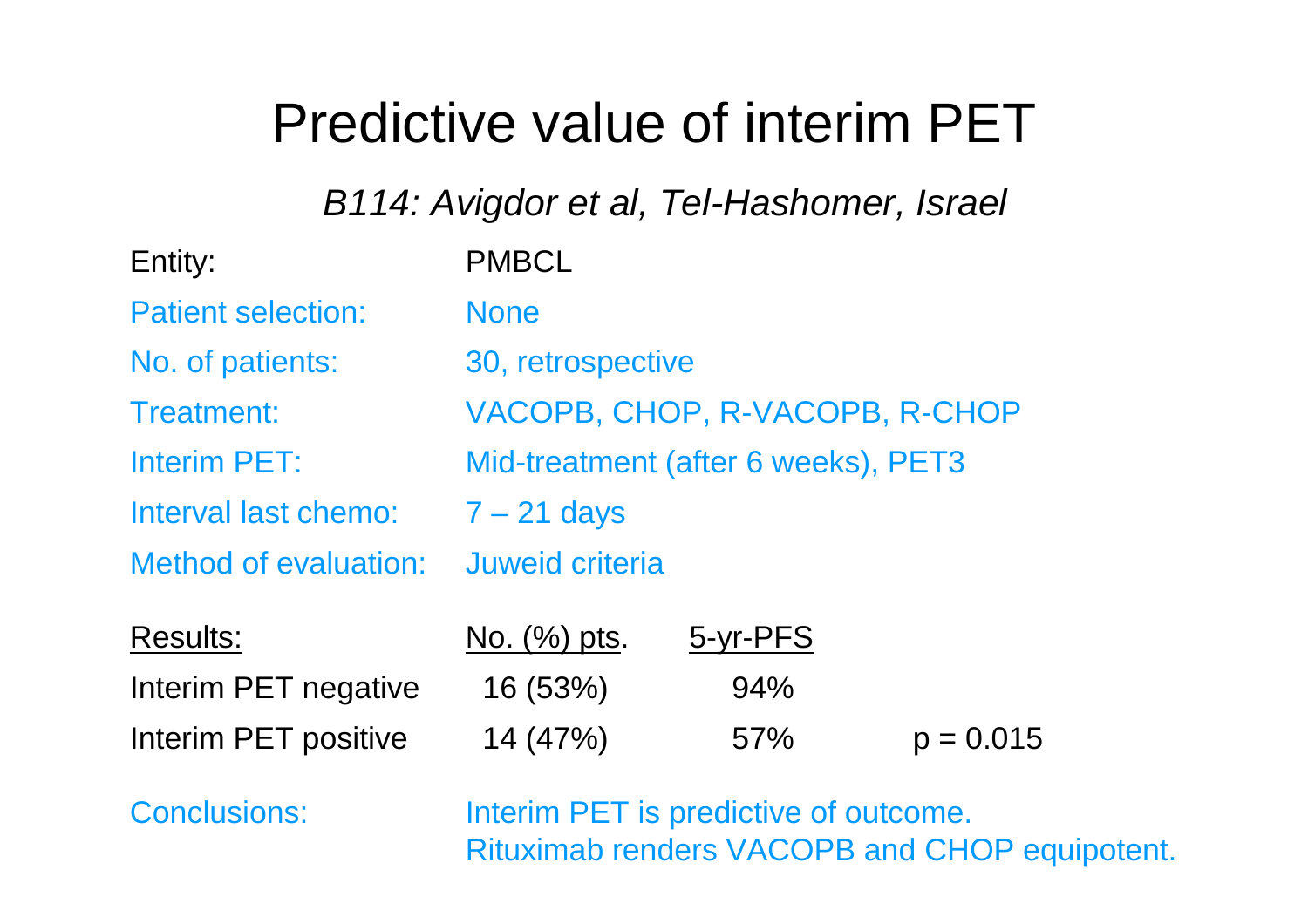# Predictive value of interim PET

*B114: Avigdor et al, Tel-Hashomer, Israel*

| | |
|---|---|
| Entity: | PMBCL |
| Patient selection: | None |
| No. of patients: | 30, retrospective |
| Treatment: | VACOPB, CHOP, R-VACOPB, R-CHOP |
| Interim PET: | Mid-treatment (after 6 weeks), PET3 |
| Interval last chemo: | 7 – 21 days |
| Method of evaluation: | Juweid criteria |

| Results: | No. (%) pts. | 5-yr-PFS | |
|---|---|---|---|
| Interim PET negative | 16 (53%) | 94% | |
| Interim PET positive | 14 (47%) | 57% | $p = 0.015$ |

Conclusions: Interim PET is predictive of outcome.
Rituximab renders VACOPB and CHOP equipotent.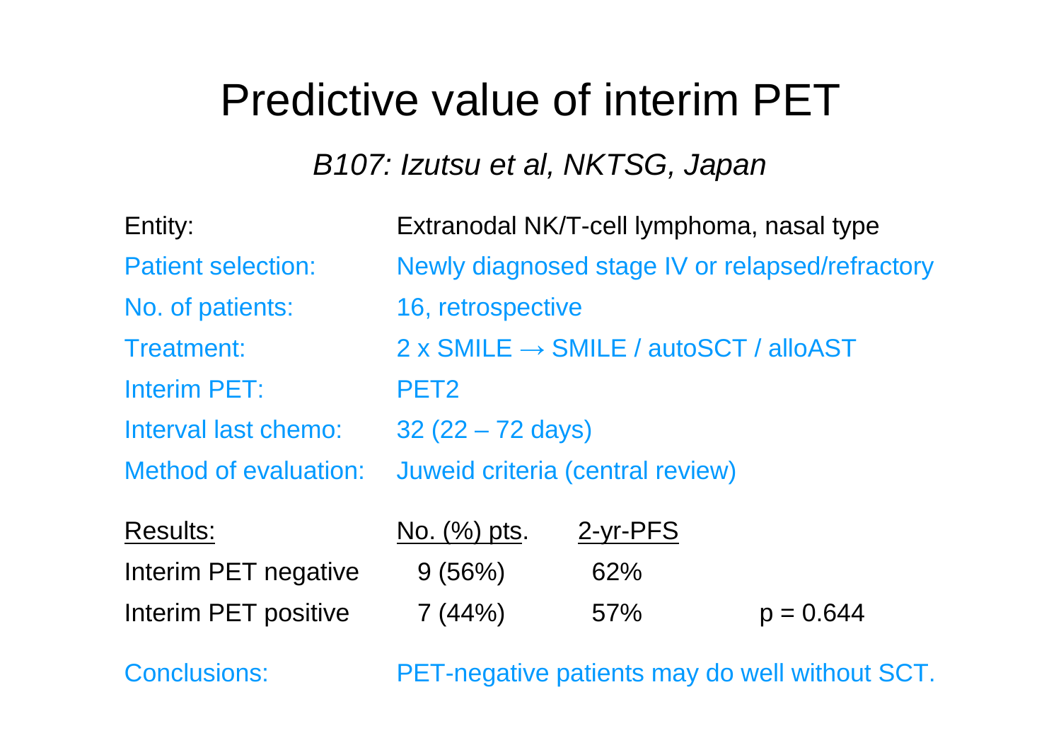# Predictive value of interim PET

*B107: Izutsu et al, NKTSG, Japan*

| | |
|---|---|
| Entity: | Extranodal NK/T-cell lymphoma, nasal type |
| Patient selection: | Newly diagnosed stage IV or relapsed/refractory |
| No. of patients: | 16, retrospective |
| Treatment: | 2 x SMILE → SMILE / autoSCT / alloAST |
| Interim PET: | PET2 |
| Interval last chemo: | 32 (22 – 72 days) |
| Method of evaluation: | Juweid criteria (central review) |

| Results: | No. (%) pts. | 2-yr-PFS | |
|---|---|---|---|
| Interim PET negative | 9 (56%) | 62% | |
| Interim PET positive | 7 (44%) | 57% | p = 0.644 |

Conclusions: PET-negative patients may do well without SCT.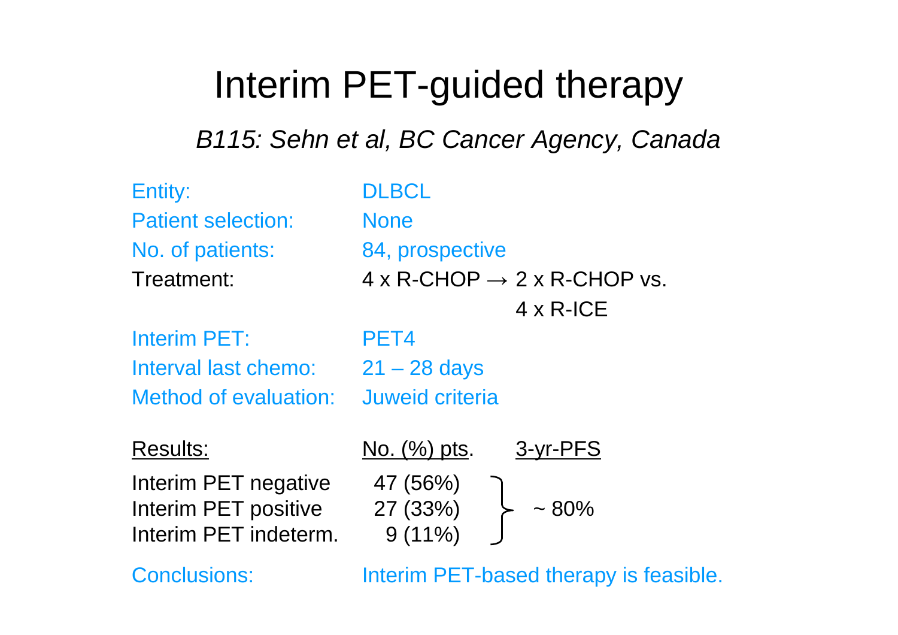# Interim PET-guided therapy

*B115: Sehn et al, BC Cancer Agency, Canada*

Entity: DLBCL

Patient selection: None

No. of patients: 84, prospective

Treatment: 4 x R-CHOP → 2 x R-CHOP vs. 4 x R-ICE

Interim PET: PET4

Interval last chemo: 21 – 28 days

Method of evaluation: Juweid criteria

| Results: | No. (%) pts. | 3-yr-PFS |
|---|---|---|
| Interim PET negative | 47 (56%) | ~ 80% |
| Interim PET positive | 27 (33%) | |
| Interim PET indeterm. | 9 (11%) | |

Conclusions: Interim PET-based therapy is feasible.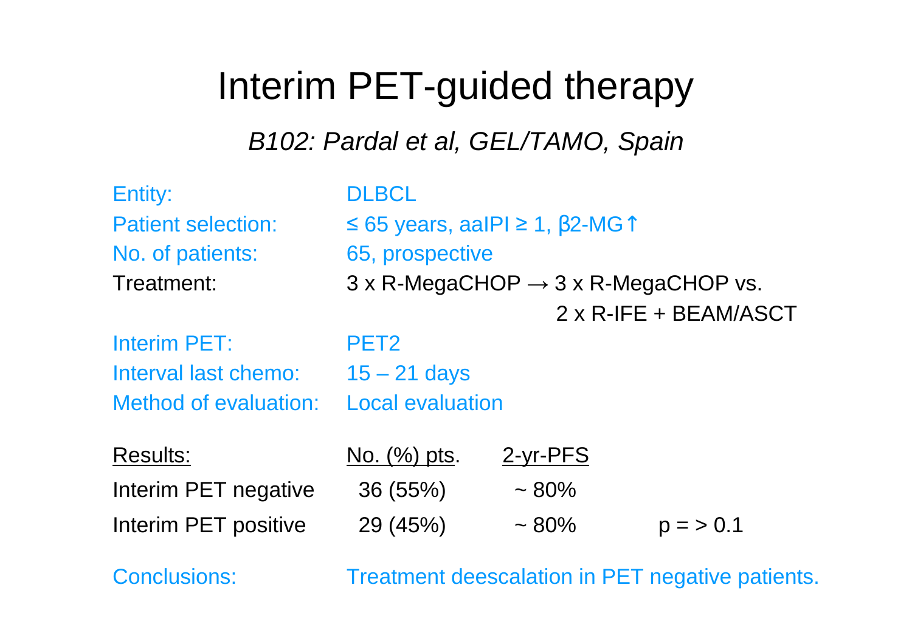# Interim PET-guided therapy

*B102: Pardal et al, GEL/TAMO, Spain*

| | |
|---|---|
| Entity: | DLBCL |
| Patient selection: | ≤ 65 years, aaIPI ≥ 1, β2-MG↑ |
| No. of patients: | 65, prospective |
| Treatment: | 3 x R-MegaCHOP → 3 x R-MegaCHOP vs. 2 x R-IFE + BEAM/ASCT |
| Interim PET: | PET2 |
| Interval last chemo: | 15 – 21 days |
| Method of evaluation: | Local evaluation |

| Results: | No. (%) pts. | 2-yr-PFS | |
|---|---|---|---|
| Interim PET negative | 36 (55%) | ~ 80% | |
| Interim PET positive | 29 (45%) | ~ 80% | p = > 0.1 |

Conclusions: Treatment deescalation in PET negative patients.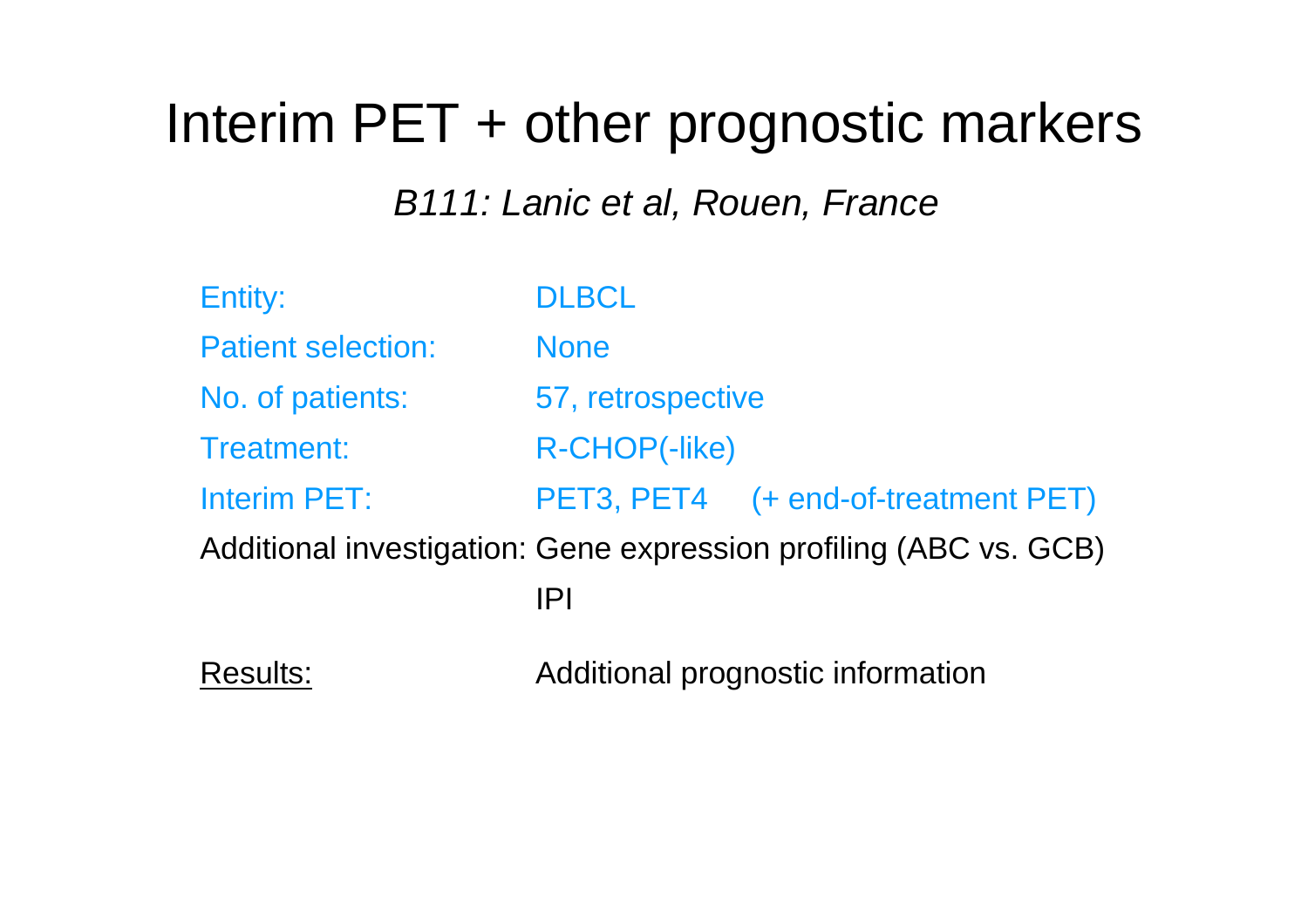# Interim PET + other prognostic markers

*B111: Lanic et al, Rouen, France*

| | |
|---|---|
| Entity: | DLBCL |
| Patient selection: | None |
| No. of patients: | 57, retrospective |
| Treatment: | R-CHOP(-like) |
| Interim PET: | PET3, PET4 (+ end-of-treatment PET) |
| Additional investigation: | Gene expression profiling (ABC vs. GCB) |
| | IPI |
| <u>Results:</u> | Additional prognostic information |